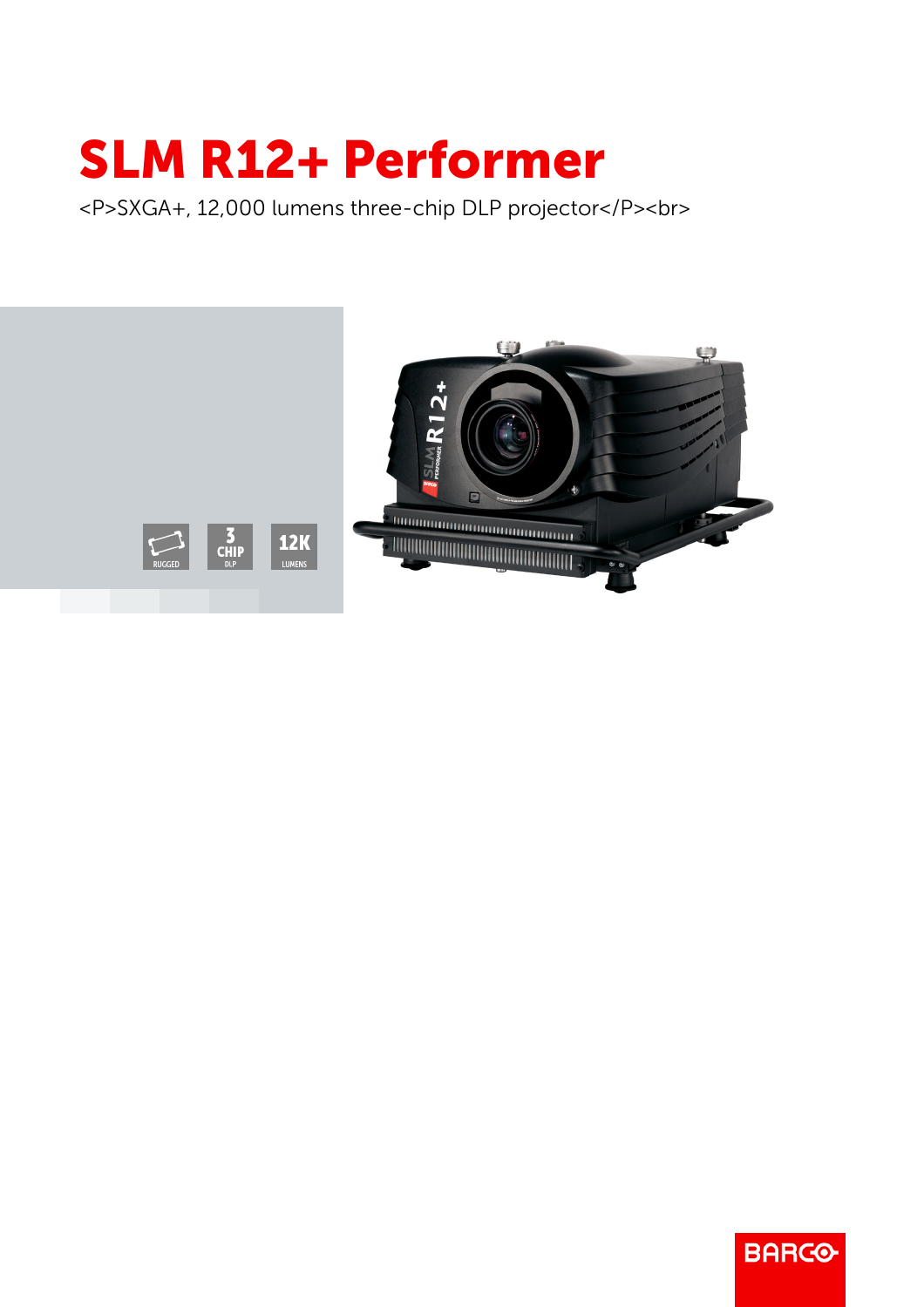# SLM R12+ Performer

<P>SXGA+, 12,000 lumens three-chip DLP projector</P><br>

RUGGED

3 CHIP DLP

12K LUMENS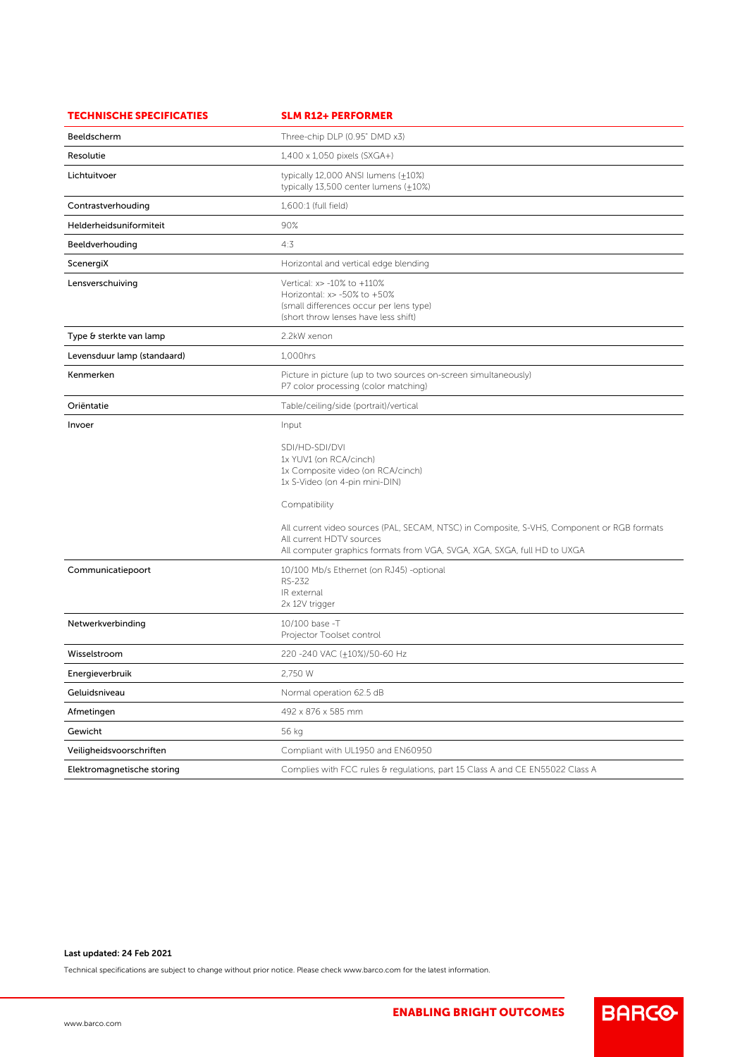| TECHNISCHE SPECIFICATIES | SLM R12+ PERFORMER |
| --- | --- |
| Beeldscherm | Three-chip DLP (0.95" DMD x3) |
| Resolutie | 1,400 x 1,050 pixels (SXGA+) |
| Lichtuitvoer | typically 12,000 ANSI lumens (±10%)<br>typically 13,500 center lumens (±10%) |
| Contrastverhouding | 1,600:1 (full field) |
| Helderheidsuniformiteit | 90% |
| Beeldverhouding | 4:3 |
| ScenergiX | Horizontal and vertical edge blending |
| Lensverschuiving | Vertical: x> -10% to +110%<br>Horizontal: x> -50% to +50%<br>(small differences occur per lens type)<br>(short throw lenses have less shift) |
| Type & sterkte van lamp | 2.2kW xenon |
| Levensduur lamp (standaard) | 1,000hrs |
| Kenmerken | Picture in picture (up to two sources on-screen simultaneously)<br>P7 color processing (color matching) |
| Oriëntatie | Table/ceiling/side (portrait)/vertical |
| Invoer | Input<br><br>SDI/HD-SDI/DVI<br>1x YUV1 (on RCA/cinch)<br>1x Composite video (on RCA/cinch)<br>1x S-Video (on 4-pin mini-DIN)<br><br>Compatibility<br><br>All current video sources (PAL, SECAM, NTSC) in Composite, S-VHS, Component or RGB formats<br>All current HDTV sources<br>All computer graphics formats from VGA, SVGA, XGA, SXGA, full HD to UXGA |
| Communicatiepoort | 10/100 Mb/s Ethernet (on RJ45) -optional<br>RS-232<br>IR external<br>2x 12V trigger |
| Netwerkverbinding | 10/100 base -T<br>Projector Toolset control |
| Wisselstroom | 220 -240 VAC (±10%)/50-60 Hz |
| Energieverbruik | 2,750 W |
| Geluidsniveau | Normal operation 62.5 dB |
| Afmetingen | 492 x 876 x 585 mm |
| Gewicht | 56 kg |
| Veiligheidsvoorschriften | Compliant with UL1950 and EN60950 |
| Elektromagnetische storing | Complies with FCC rules & regulations, part 15 Class A and CE EN55022 Class A |

**Last updated: 24 Feb 2021**

Technical specifications are subject to change without prior notice. Please check www.barco.com for the latest information.

**ENABLING BRIGHT OUTCOMES**

BARCO

www.barco.com